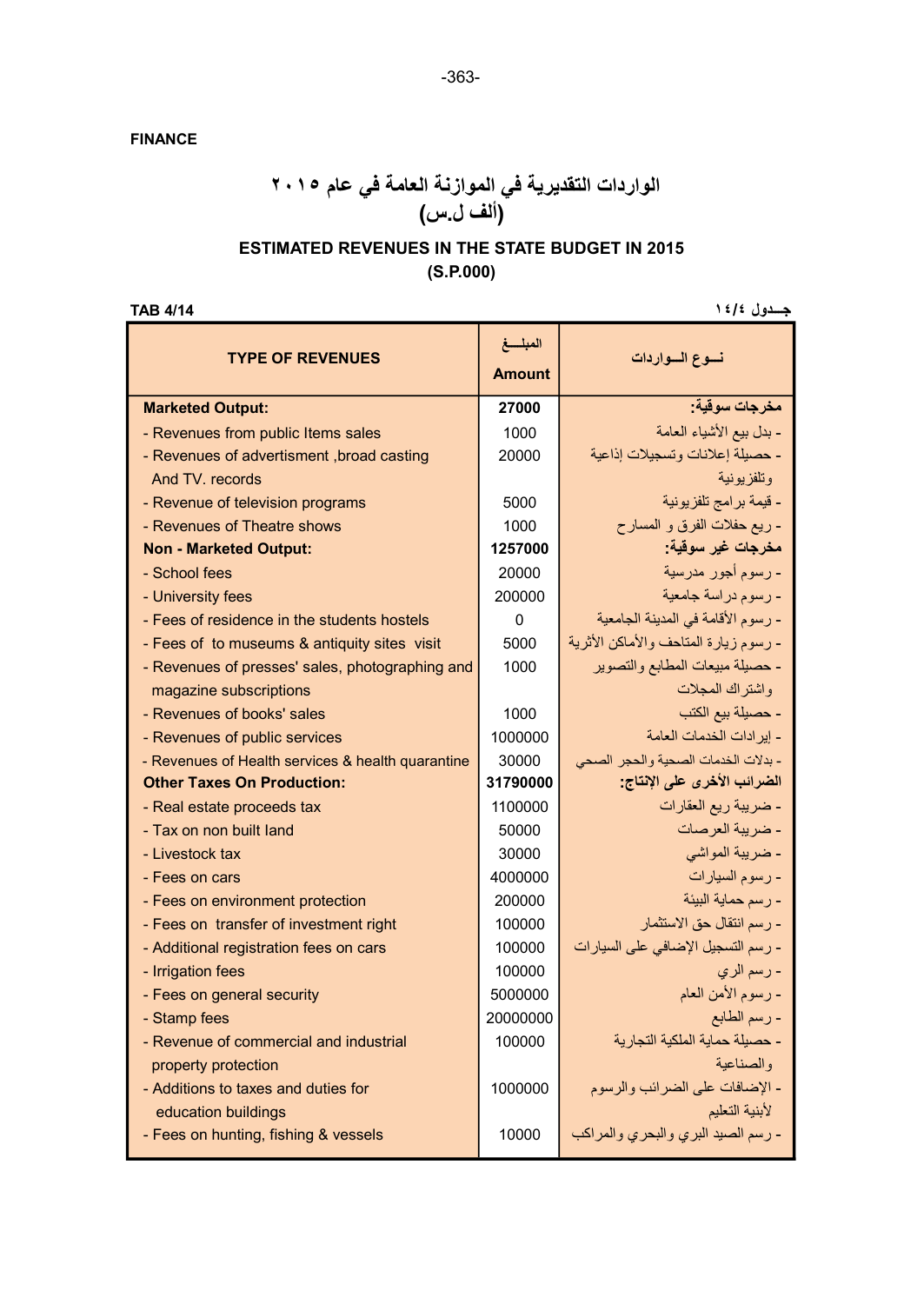FINANCE

# الواردات التقديرية في الموازنة العامة في عام ٢٠١٥
## (ألف ل.س)

## ESTIMATED REVENUES IN THE STATE BUDGET IN 2015
## (S.P.000)

TAB 4/14 | جـدول ١٤/٤

| TYPE OF REVENUES | المبلـغ Amount | نـوع الـواردات |
|---|---|---|
| **Marketed Output:** | **27000** | **مخرجات سوقية:** |
| - Revenues from public Items sales | 1000 | - بدل بيع الأشياء العامة |
| - Revenues of advertisment ,broad casting And TV. records | 20000 | - حصيلة إعلانات وتسجيلات إذاعية وتلفزيونية |
| - Revenue of television programs | 5000 | - قيمة برامج تلفزيونية |
| - Revenues of Theatre shows | 1000 | - ريع حفلات الفرق و المسارح |
| **Non - Marketed Output:** | **1257000** | **مخرجات غير سوقية:** |
| - School fees | 20000 | - رسوم أجور مدرسية |
| - University fees | 200000 | - رسوم دراسة جامعية |
| - Fees of residence in the students hostels | 0 | - رسوم الأقامة في المدينة الجامعية |
| - Fees of to museums & antiquity sites visit | 5000 | - رسوم زيارة المتاحف والأماكن الأثرية |
| - Revenues of presses' sales, photographing and magazine subscriptions | 1000 | - حصيلة مبيعات المطابع والتصوير واشتراك المجلات |
| - Revenues of books' sales | 1000 | - حصيلة بيع الكتب |
| - Revenues of public services | 1000000 | - إيرادات الخدمات العامة |
| - Revenues of Health services & health quarantine | 30000 | - بدلات الخدمات الصحية والحجر الصحي |
| **Other Taxes On Production:** | **31790000** | **الضرائب الأخرى على الإنتاج:** |
| - Real estate proceeds tax | 1100000 | - ضريبة ريع العقارات |
| - Tax on non built land | 50000 | - ضريبة العرصات |
| - Livestock tax | 30000 | - ضريبة المواشي |
| - Fees on cars | 4000000 | - رسوم السيارات |
| - Fees on environment protection | 200000 | - رسم حماية البيئة |
| - Fees on transfer of investment right | 100000 | - رسم انتقال حق الاستثمار |
| - Additional registration fees on cars | 100000 | - رسم التسجيل الإضافي على السيارات |
| - Irrigation fees | 100000 | - رسم الري |
| - Fees on general security | 5000000 | - رسوم الأمن العام |
| - Stamp fees | 20000000 | - رسم الطابع |
| - Revenue of commercial and industrial property protection | 100000 | - حصيلة حماية الملكية التجارية والصناعية |
| - Additions to taxes and duties for education buildings | 1000000 | - الإضافات على الضرائب والرسوم لأبنية التعليم |
| - Fees on hunting, fishing & vessels | 10000 | - رسم الصيد البري والبحري والمراكب |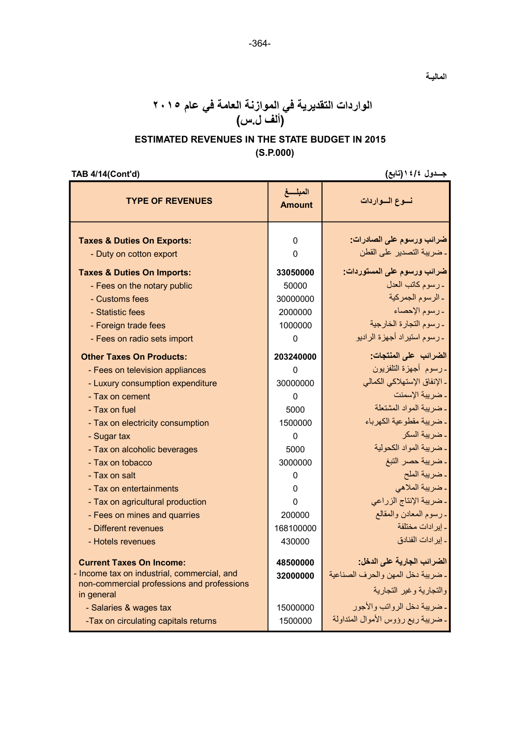المالية

# الواردات التقديرية في الموازنة العامة في عام ٢٠١٥
## (ألف ل.س)

## ESTIMATED REVENUES IN THE STATE BUDGET IN 2015
## (S.P.000)

TAB 4/14(Cont'd) — جـدول ٤/١٤(تابع)

| TYPE OF REVENUES | المبلــغ Amount | نــوع الــواردات |
|---|---|---|
| **Taxes & Duties On Exports:** | 0 | **ضرائب ورسوم على الصادرات:** |
| - Duty on cotton export | 0 | ـ ضريبة التصدير على القطن |
| **Taxes & Duties On Imports:** | **33050000** | **ضرائب ورسوم على المستوردات:** |
| - Fees on the notary public | 50000 | ـ رسوم كاتب العدل |
| - Customs fees | 30000000 | ـ الرسوم الجمركية |
| - Statistic fees | 2000000 | ـ رسوم الإحصاء |
| - Foreign trade fees | 1000000 | ـ رسوم التجارة الخارجية |
| - Fees on radio sets import | 0 | ـ رسوم استيراد أجهزة الراديو |
| **Other Taxes On Products:** | **203240000** | **الضرائب على المنتجات:** |
| - Fees on television appliances | 0 | ـ رسوم أجهزة التلفزيون |
| - Luxury consumption expenditure | 30000000 | ـ الإنفاق الإستهلاكي الكمالي |
| - Tax on cement | 0 | ـ ضريبة الإسمنت |
| - Tax on fuel | 5000 | ـ ضريبة المواد المشتعلة |
| - Tax on electricity consumption | 1500000 | ـ ضريبة مقطوعية الكهرباء |
| - Sugar tax | 0 | ـ ضريبة السكر |
| - Tax on alcoholic beverages | 5000 | ـ ضريبة المواد الكحولية |
| - Tax on tobacco | 3000000 | ـ ضريبة حصر التبغ |
| - Tax on salt | 0 | ـ ضريبة الملح |
| - Tax on entertainments | 0 | ـ ضريبة الملاهي |
| - Tax on agricultural production | 0 | ـ ضريبة الإنتاج الزراعي |
| - Fees on mines and quarries | 200000 | ـ رسوم المعادن والمقالع |
| - Different revenues | 168100000 | ـ إيرادات مختلفة |
| - Hotels revenues | 430000 | ـ إيرادات الفنادق |
| **Current Taxes On Income:** | **48500000** | **الضرائب الجارية على الدخل:** |
| - Income tax on industrial, commercial, and non-commercial professions and professions in general | **32000000** | ـ ضريبة دخل المهن والحرف الصناعية والتجارية وغير التجارية |
| - Salaries & wages tax | 15000000 | ـ ضريبة دخل الرواتب والأجور |
| -Tax on circulating capitals returns | 1500000 | ـ ضريبة ريع رؤوس الأموال المتداولة |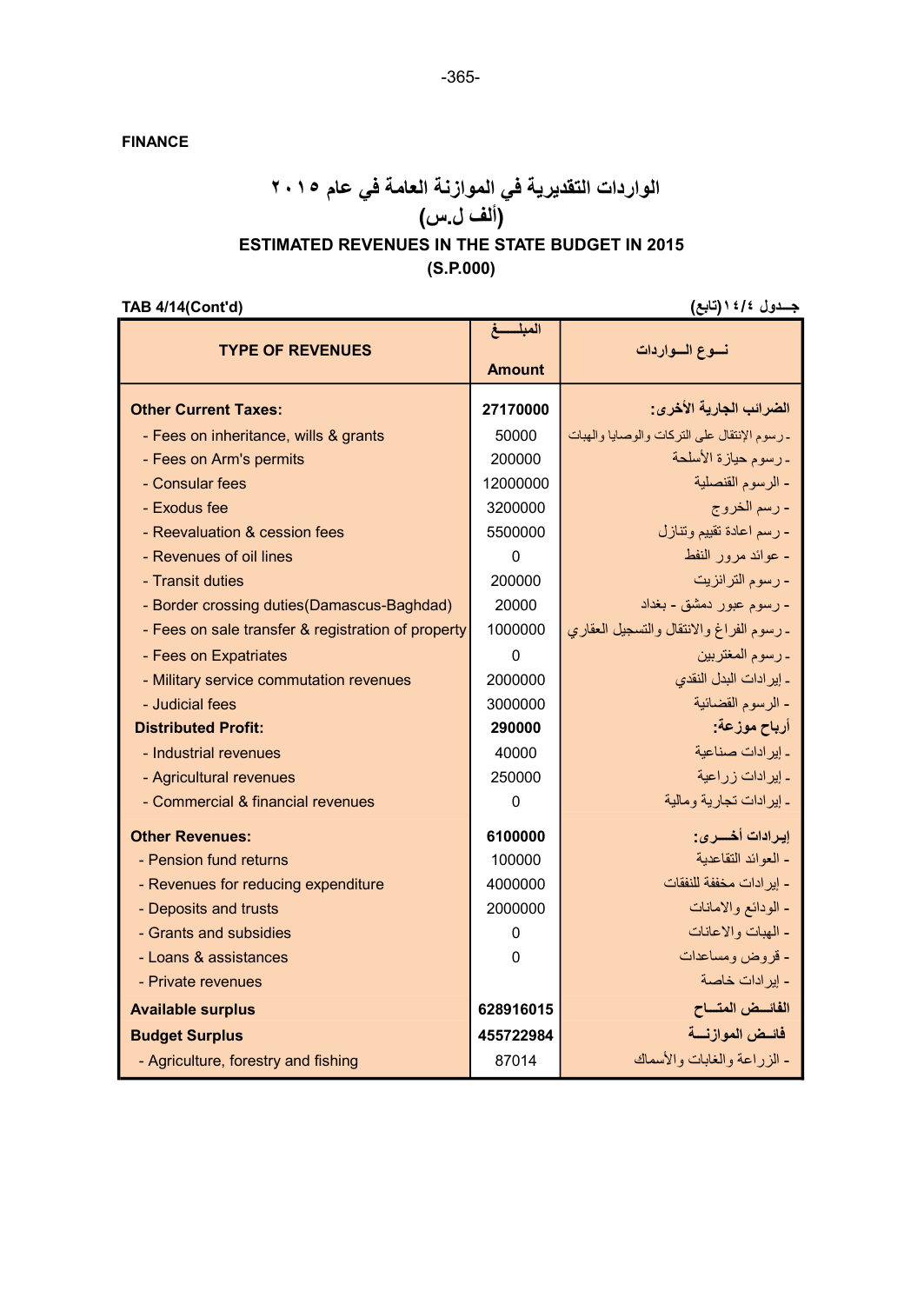FINANCE

# الواردات التقديرية في الموازنة العامة في عام ٢٠١٥
## (ألف ل.س)
## ESTIMATED REVENUES IN THE STATE BUDGET IN 2015
## (S.P.000)

TAB 4/14(Cont'd) جـدول ٤/١٤(تابع)

| TYPE OF REVENUES | المبلـــغ Amount | نـوع الـواردات |
|---|---|---|
| **Other Current Taxes:** | **27170000** | **الضرائب الجارية الأخرى:** |
| - Fees on inheritance, wills & grants | 50000 | - رسوم الإنتقال على التركات والوصايا والهبات |
| - Fees on Arm's permits | 200000 | - رسوم حيازة الأسلحة |
| - Consular fees | 12000000 | - الرسوم القنصلية |
| - Exodus fee | 3200000 | - رسم الخروج |
| - Reevaluation & cession fees | 5500000 | - رسم اعادة تقييم وتنازل |
| - Revenues of oil lines | 0 | - عوائد مرور النفط |
| - Transit duties | 200000 | - رسوم الترانزيت |
| - Border crossing duties(Damascus-Baghdad) | 20000 | - رسوم عبور دمشق - بغداد |
| - Fees on sale transfer & registration of property | 1000000 | - رسوم الفراغ والانتقال والتسجيل العقاري |
| - Fees on Expatriates | 0 | - رسوم المغتربين |
| - Military service commutation revenues | 2000000 | - إيرادات البدل النقدي |
| - Judicial fees | 3000000 | - الرسوم القضائية |
| **Distributed Profit:** | **290000** | **أرباح موزعة:** |
| - Industrial revenues | 40000 | - إيرادات صناعية |
| - Agricultural revenues | 250000 | - إيرادات زراعية |
| - Commercial & financial revenues | 0 | - إيرادات تجارية ومالية |
| **Other Revenues:** | **6100000** | **إيرادات أخـــرى:** |
| - Pension fund returns | 100000 | - العوائد التقاعدية |
| - Revenues for reducing expenditure | 4000000 | - إيرادات مخففة للنفقات |
| - Deposits and trusts | 2000000 | - الودائع والامانات |
| - Grants and subsidies | 0 | - الهبات والاعانات |
| - Loans & assistances | 0 | - قروض ومساعدات |
| - Private revenues | | - إيرادات خاصة |
| **Available surplus** | **628916015** | **الفائــض المتــاح** |
| **Budget Surplus** | **455722984** | **فائـض الموازنــة** |
| - Agriculture, forestry and fishing | 87014 | - الزراعة والغابات والأسماك |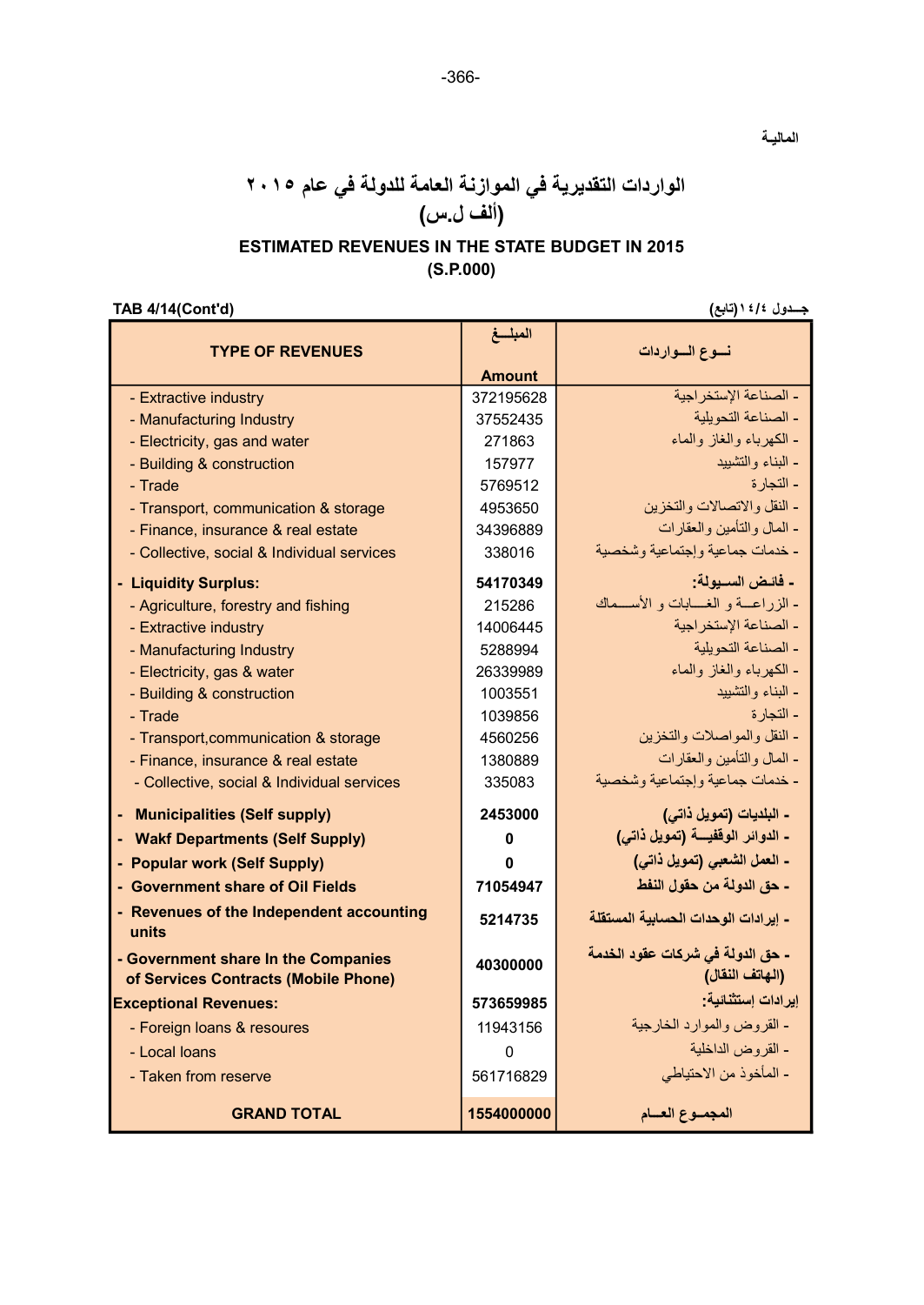المالية

# الواردات التقديرية في الموازنة العامة للدولة في عام ٢٠١٥
## (ألف ل.س)

## ESTIMATED REVENUES IN THE STATE BUDGET IN 2015
## (S.P.000)

TAB 4/14(Cont'd) | جـدول ٤/١٤(تابع)

| TYPE OF REVENUES | المبلـغ Amount | نـوع الـواردات |
|---|---|---|
| - Extractive industry | 372195628 | - الصناعة الإستخراجية |
| - Manufacturing Industry | 37552435 | - الصناعة التحويلية |
| - Electricity, gas and water | 271863 | - الكهرباء والغاز والماء |
| - Building & construction | 157977 | - البناء والتشييد |
| - Trade | 5769512 | - التجارة |
| - Transport, communication & storage | 4953650 | - النقل والاتصالات والتخزين |
| - Finance, insurance & real estate | 34396889 | - المال والتأمين والعقارات |
| - Collective, social & Individual services | 338016 | - خدمات جماعية وإجتماعية وشخصية |
| **- Liquidity Surplus:** | **54170349** | **- فائض السيولة:** |
| - Agriculture, forestry and fishing | 215286 | - الزراعـة و الغـابات و الأسـماك |
| - Extractive industry | 14006445 | - الصناعة الإستخراجية |
| - Manufacturing Industry | 5288994 | - الصناعة التحويلية |
| - Electricity, gas & water | 26339989 | - الكهرباء والغاز والماء |
| - Building & construction | 1003551 | - البناء والتشييد |
| - Trade | 1039856 | - التجارة |
| - Transport,communication & storage | 4560256 | - النقل والمواصلات والتخزين |
| - Finance, insurance & real estate | 1380889 | - المال والتأمين والعقارات |
| - Collective, social & Individual services | 335083 | - خدمات جماعية وإجتماعية وشخصية |
| **- Municipalities (Self supply)** | **2453000** | **- البلديات (تمويل ذاتي)** |
| **- Wakf Departments (Self Supply)** | **0** | **- الدوائر الوقفيـة (تمويل ذاتي)** |
| **- Popular work (Self Supply)** | **0** | **- العمل الشعبي (تمويل ذاتي)** |
| **- Government share of Oil Fields** | **71054947** | **- حق الدولة من حقول النفط** |
| **- Revenues of the Independent accounting units** | **5214735** | **- إيرادات الوحدات الحسابية المستقلة** |
| **- Government share In the Companies of Services Contracts (Mobile Phone)** | **40300000** | **- حق الدولة في شركات عقود الخدمة (الهاتف النقال)** |
| **Exceptional Revenues:** | **573659985** | **إيرادات إستثنائية:** |
| - Foreign loans & resoures | 11943156 | - القروض والموارد الخارجية |
| - Local loans | 0 | - القروض الداخلية |
| - Taken from reserve | 561716829 | - المأخوذ من الاحتياطي |
| **GRAND TOTAL** | **1554000000** | **المجمـوع العــام** |